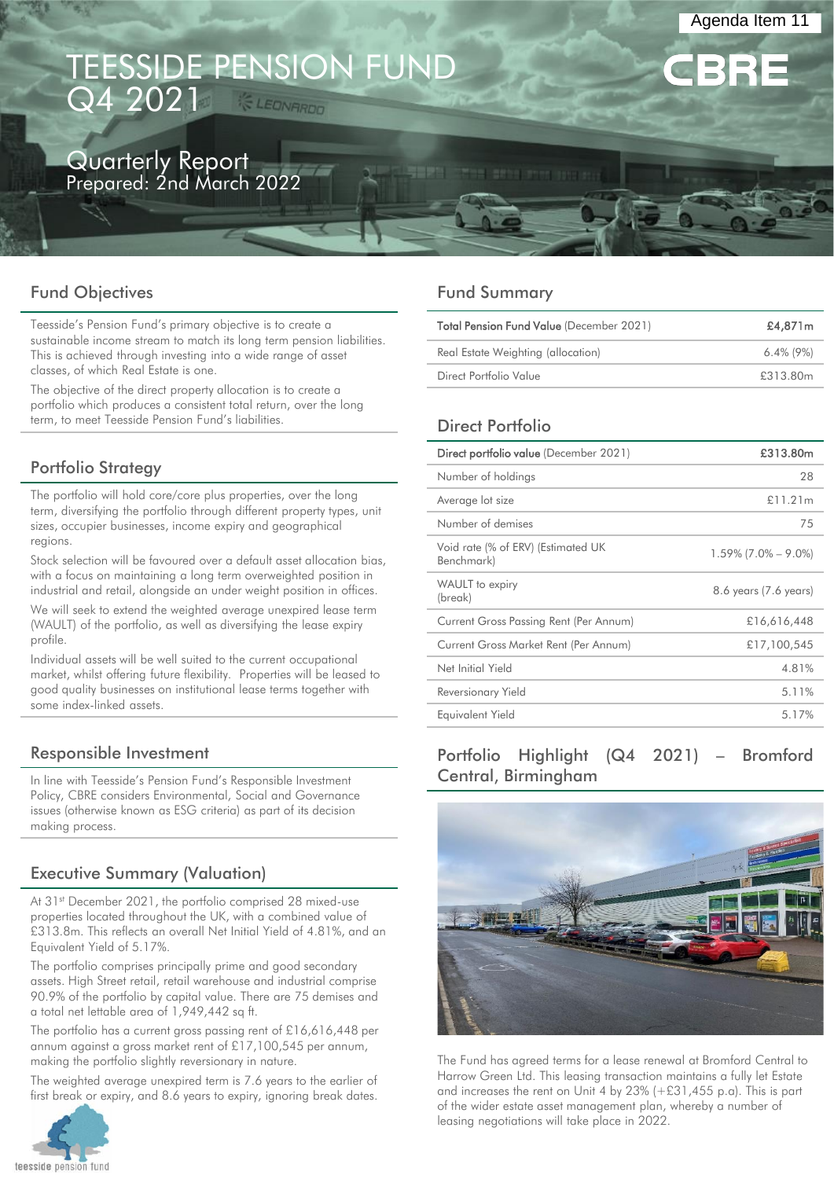Agenda Item 11

# TEESSIDE PENSION FUND Q4 2021

## Quarterly Report
Prepared: 2nd March 2022

## Fund Objectives

Teesside's Pension Fund's primary objective is to create a sustainable income stream to match its long term pension liabilities. This is achieved through investing into a wide range of asset classes, of which Real Estate is one.

The objective of the direct property allocation is to create a portfolio which produces a consistent total return, over the long term, to meet Teesside Pension Fund's liabilities.

## Portfolio Strategy

The portfolio will hold core/core plus properties, over the long term, diversifying the portfolio through different property types, unit sizes, occupier businesses, income expiry and geographical regions.

Stock selection will be favoured over a default asset allocation bias, with a focus on maintaining a long term overweighted position in industrial and retail, alongside an under weight position in offices.

We will seek to extend the weighted average unexpired lease term (WAULT) of the portfolio, as well as diversifying the lease expiry profile.

Individual assets will be well suited to the current occupational market, whilst offering future flexibility. Properties will be leased to good quality businesses on institutional lease terms together with some index-linked assets.

## Responsible Investment

In line with Teesside's Pension Fund's Responsible Investment Policy, CBRE considers Environmental, Social and Governance issues (otherwise known as ESG criteria) as part of its decision making process.

## Executive Summary (Valuation)

At 31st December 2021, the portfolio comprised 28 mixed-use properties located throughout the UK, with a combined value of £313.8m. This reflects an overall Net Initial Yield of 4.81%, and an Equivalent Yield of 5.17%.

The portfolio comprises principally prime and good secondary assets. High Street retail, retail warehouse and industrial comprise 90.9% of the portfolio by capital value. There are 75 demises and a total net lettable area of 1,949,442 sq ft.

The portfolio has a current gross passing rent of £16,616,448 per annum against a gross market rent of £17,100,545 per annum, making the portfolio slightly reversionary in nature.

The weighted average unexpired term is 7.6 years to the earlier of first break or expiry, and 8.6 years to expiry, ignoring break dates.

## Fund Summary

| **Total Pension Fund Value** (December 2021) | **£4,871m** |
|---|---|
| Real Estate Weighting (allocation) | 6.4% (9%) |
| Direct Portfolio Value | £313.80m |

## Direct Portfolio

| **Direct portfolio value** (December 2021) | **£313.80m** |
|---|---|
| Number of holdings | 28 |
| Average lot size | £11.21m |
| Number of demises | 75 |
| Void rate (% of ERV) (Estimated UK Benchmark) | 1.59% (7.0% – 9.0%) |
| WAULT to expiry (break) | 8.6 years (7.6 years) |
| Current Gross Passing Rent (Per Annum) | £16,616,448 |
| Current Gross Market Rent (Per Annum) | £17,100,545 |
| Net Initial Yield | 4.81% |
| Reversionary Yield | 5.11% |
| Equivalent Yield | 5.17% |

## Portfolio Highlight (Q4 2021) – Bromford Central, Birmingham

The Fund has agreed terms for a lease renewal at Bromford Central to Harrow Green Ltd. This leasing transaction maintains a fully let Estate and increases the rent on Unit 4 by 23% (+£31,455 p.a). This is part of the wider estate asset management plan, whereby a number of leasing negotiations will take place in 2022.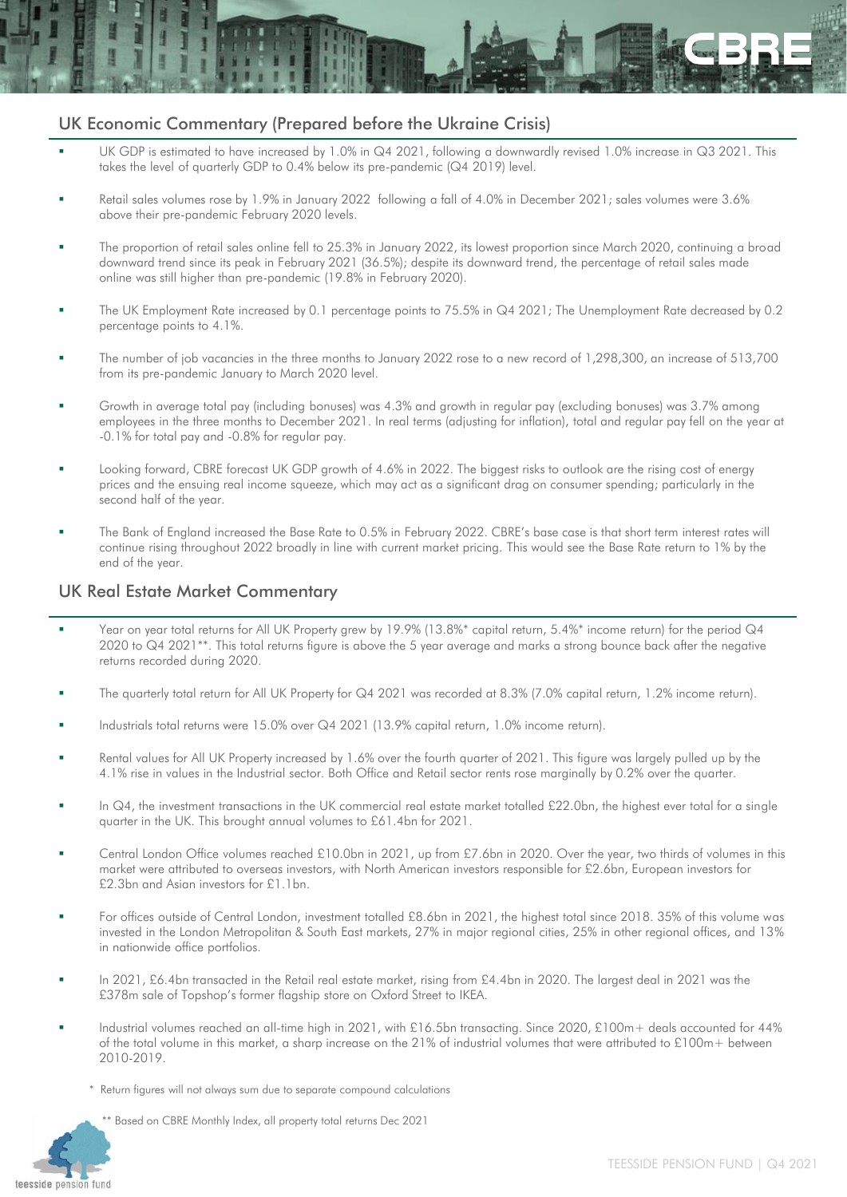## UK Economic Commentary (Prepared before the Ukraine Crisis)

- UK GDP is estimated to have increased by 1.0% in Q4 2021, following a downwardly revised 1.0% increase in Q3 2021. This takes the level of quarterly GDP to 0.4% below its pre-pandemic (Q4 2019) level.
- Retail sales volumes rose by 1.9% in January 2022 following a fall of 4.0% in December 2021; sales volumes were 3.6% above their pre-pandemic February 2020 levels.
- The proportion of retail sales online fell to 25.3% in January 2022, its lowest proportion since March 2020, continuing a broad downward trend since its peak in February 2021 (36.5%); despite its downward trend, the percentage of retail sales made online was still higher than pre-pandemic (19.8% in February 2020).
- The UK Employment Rate increased by 0.1 percentage points to 75.5% in Q4 2021; The Unemployment Rate decreased by 0.2 percentage points to 4.1%.
- The number of job vacancies in the three months to January 2022 rose to a new record of 1,298,300, an increase of 513,700 from its pre-pandemic January to March 2020 level.
- Growth in average total pay (including bonuses) was 4.3% and growth in regular pay (excluding bonuses) was 3.7% among employees in the three months to December 2021. In real terms (adjusting for inflation), total and regular pay fell on the year at -0.1% for total pay and -0.8% for regular pay.
- Looking forward, CBRE forecast UK GDP growth of 4.6% in 2022. The biggest risks to outlook are the rising cost of energy prices and the ensuing real income squeeze, which may act as a significant drag on consumer spending; particularly in the second half of the year.
- The Bank of England increased the Base Rate to 0.5% in February 2022. CBRE's base case is that short term interest rates will continue rising throughout 2022 broadly in line with current market pricing. This would see the Base Rate return to 1% by the end of the year.

## UK Real Estate Market Commentary

- Year on year total returns for All UK Property grew by 19.9% (13.8%* capital return, 5.4%* income return) for the period Q4 2020 to Q4 2021**. This total returns figure is above the 5 year average and marks a strong bounce back after the negative returns recorded during 2020.
- The quarterly total return for All UK Property for Q4 2021 was recorded at 8.3% (7.0% capital return, 1.2% income return).
- Industrials total returns were 15.0% over Q4 2021 (13.9% capital return, 1.0% income return).
- Rental values for All UK Property increased by 1.6% over the fourth quarter of 2021. This figure was largely pulled up by the 4.1% rise in values in the Industrial sector. Both Office and Retail sector rents rose marginally by 0.2% over the quarter.
- In Q4, the investment transactions in the UK commercial real estate market totalled £22.0bn, the highest ever total for a single quarter in the UK. This brought annual volumes to £61.4bn for 2021.
- Central London Office volumes reached £10.0bn in 2021, up from £7.6bn in 2020. Over the year, two thirds of volumes in this market were attributed to overseas investors, with North American investors responsible for £2.6bn, European investors for £2.3bn and Asian investors for £1.1bn.
- For offices outside of Central London, investment totalled £8.6bn in 2021, the highest total since 2018. 35% of this volume was invested in the London Metropolitan & South East markets, 27% in major regional cities, 25% in other regional offices, and 13% in nationwide office portfolios.
- In 2021, £6.4bn transacted in the Retail real estate market, rising from £4.4bn in 2020. The largest deal in 2021 was the £378m sale of Topshop's former flagship store on Oxford Street to IKEA.
- Industrial volumes reached an all-time high in 2021, with £16.5bn transacting. Since 2020, £100m+ deals accounted for 44% of the total volume in this market, a sharp increase on the 21% of industrial volumes that were attributed to £100m+ between 2010-2019.

\* Return figures will not always sum due to separate compound calculations

\*\* Based on CBRE Monthly Index, all property total returns Dec 2021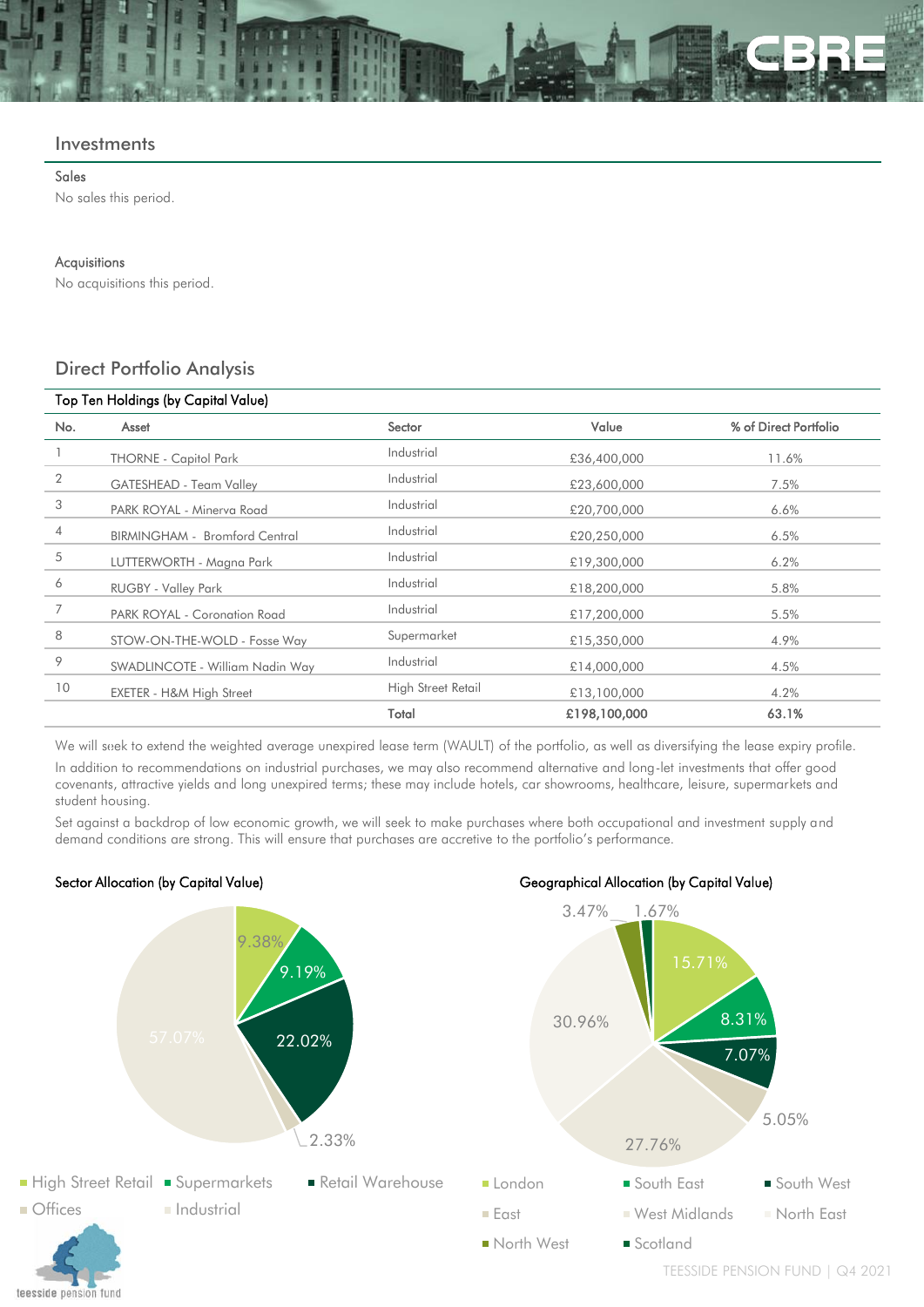## Investments

### Sales

No sales this period.

### Acquisitions

No acquisitions this period.

## Direct Portfolio Analysis

### Top Ten Holdings (by Capital Value)

| No. | Asset | Sector | Value | % of Direct Portfolio |
|---|---|---|---|---|
| 1 | THORNE - Capitol Park | Industrial | £36,400,000 | 11.6% |
| 2 | GATESHEAD - Team Valley | Industrial | £23,600,000 | 7.5% |
| 3 | PARK ROYAL - Minerva Road | Industrial | £20,700,000 | 6.6% |
| 4 | BIRMINGHAM - Bromford Central | Industrial | £20,250,000 | 6.5% |
| 5 | LUTTERWORTH - Magna Park | Industrial | £19,300,000 | 6.2% |
| 6 | RUGBY - Valley Park | Industrial | £18,200,000 | 5.8% |
| 7 | PARK ROYAL - Coronation Road | Industrial | £17,200,000 | 5.5% |
| 8 | STOW-ON-THE-WOLD - Fosse Way | Supermarket | £15,350,000 | 4.9% |
| 9 | SWADLINCOTE - William Nadin Way | Industrial | £14,000,000 | 4.5% |
| 10 | EXETER - H&M High Street | High Street Retail | £13,100,000 | 4.2% |
| | | **Total** | **£198,100,000** | **63.1%** |

We will seek to extend the weighted average unexpired lease term (WAULT) of the portfolio, as well as diversifying the lease expiry profile.

In addition to recommendations on industrial purchases, we may also recommend alternative and long-let investments that offer good covenants, attractive yields and long unexpired terms; these may include hotels, car showrooms, healthcare, leisure, supermarkets and student housing.

Set against a backdrop of low economic growth, we will seek to make purchases where both occupational and investment supply and demand conditions are strong. This will ensure that purchases are accretive to the portfolio's performance.

### Sector Allocation (by Capital Value)

| Sector | % |
|---|---|
| High Street Retail | 9.38% |
| Supermarkets | 9.19% |
| Retail Warehouse | 22.02% |
| Offices | 2.33% |
| Industrial | 57.07% |

### Geographical Allocation (by Capital Value)

| Region | % |
|---|---|
| London | 15.71% |
| South East | 8.31% |
| South West | 7.07% |
| East | 5.05% |
| West Midlands | 27.76% |
| North East | 30.96% |
| North West | 3.47% |
| Scotland | 1.67% |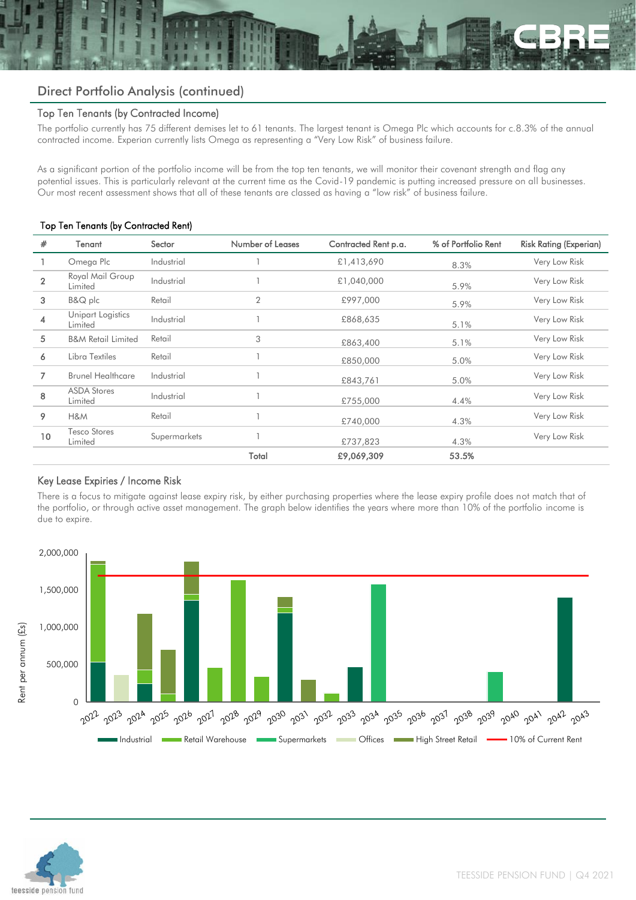## Direct Portfolio Analysis (continued)

### Top Ten Tenants (by Contracted Income)

The portfolio currently has 75 different demises let to 61 tenants. The largest tenant is Omega Plc which accounts for c.8.3% of the annual contracted income. Experian currently lists Omega as representing a "Very Low Risk" of business failure.

As a significant portion of the portfolio income will be from the top ten tenants, we will monitor their covenant strength and flag any potential issues. This is particularly relevant at the current time as the Covid-19 pandemic is putting increased pressure on all businesses. Our most recent assessment shows that all of these tenants are classed as having a "low risk" of business failure.

**Top Ten Tenants (by Contracted Rent)**

| # | Tenant | Sector | Number of Leases | Contracted Rent p.a. | % of Portfolio Rent | Risk Rating (Experian) |
|---|---|---|---|---|---|---|
| 1 | Omega Plc | Industrial | 1 | £1,413,690 | 8.3% | Very Low Risk |
| 2 | Royal Mail Group Limited | Industrial | 1 | £1,040,000 | 5.9% | Very Low Risk |
| 3 | B&Q plc | Retail | 2 | £997,000 | 5.9% | Very Low Risk |
| 4 | Unipart Logistics Limited | Industrial | 1 | £868,635 | 5.1% | Very Low Risk |
| 5 | B&M Retail Limited | Retail | 3 | £863,400 | 5.1% | Very Low Risk |
| 6 | Libra Textiles | Retail | 1 | £850,000 | 5.0% | Very Low Risk |
| 7 | Brunel Healthcare | Industrial | 1 | £843,761 | 5.0% | Very Low Risk |
| 8 | ASDA Stores Limited | Industrial | 1 | £755,000 | 4.4% | Very Low Risk |
| 9 | H&M | Retail | 1 | £740,000 | 4.3% | Very Low Risk |
| 10 | Tesco Stores Limited | Supermarkets | 1 | £737,823 | 4.3% | Very Low Risk |
| | | | Total | £9,069,309 | 53.5% | |

### Key Lease Expiries / Income Risk

There is a focus to mitigate against lease expiry risk, by either purchasing properties where the lease expiry profile does not match that of the portfolio, or through active asset management. The graph below identifies the years where more than 10% of the portfolio income is due to expire.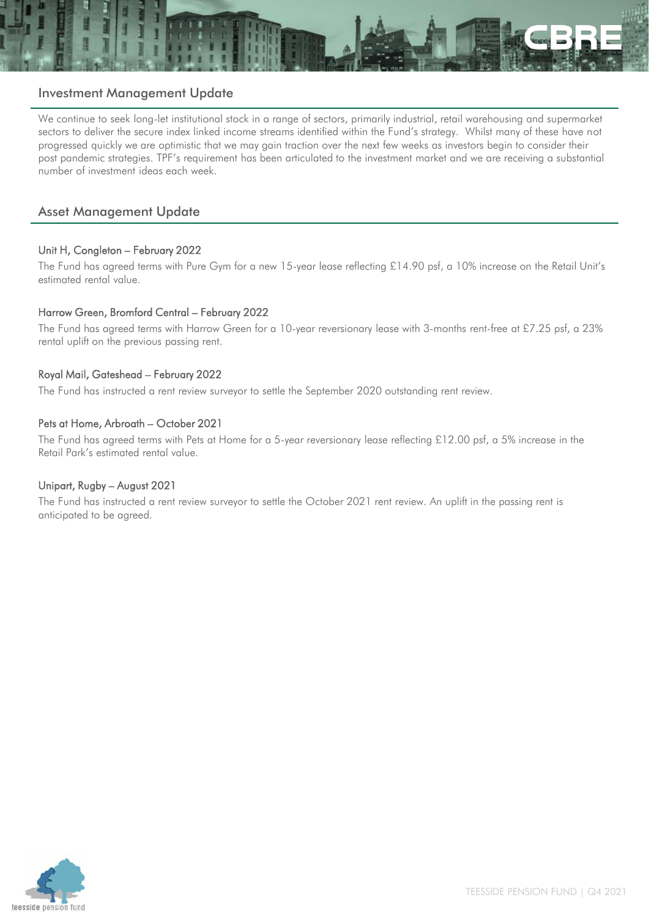## Investment Management Update

We continue to seek long-let institutional stock in a range of sectors, primarily industrial, retail warehousing and supermarket sectors to deliver the secure index linked income streams identified within the Fund's strategy. Whilst many of these have not progressed quickly we are optimistic that we may gain traction over the next few weeks as investors begin to consider their post pandemic strategies. TPF's requirement has been articulated to the investment market and we are receiving a substantial number of investment ideas each week.

## Asset Management Update

### Unit H, Congleton – February 2022

The Fund has agreed terms with Pure Gym for a new 15-year lease reflecting £14.90 psf, a 10% increase on the Retail Unit's estimated rental value.

### Harrow Green, Bromford Central – February 2022

The Fund has agreed terms with Harrow Green for a 10-year reversionary lease with 3-months rent-free at £7.25 psf, a 23% rental uplift on the previous passing rent.

### Royal Mail, Gateshead – February 2022

The Fund has instructed a rent review surveyor to settle the September 2020 outstanding rent review.

### Pets at Home, Arbroath – October 2021

The Fund has agreed terms with Pets at Home for a 5-year reversionary lease reflecting £12.00 psf, a 5% increase in the Retail Park's estimated rental value.

### Unipart, Rugby – August 2021

The Fund has instructed a rent review surveyor to settle the October 2021 rent review. An uplift in the passing rent is anticipated to be agreed.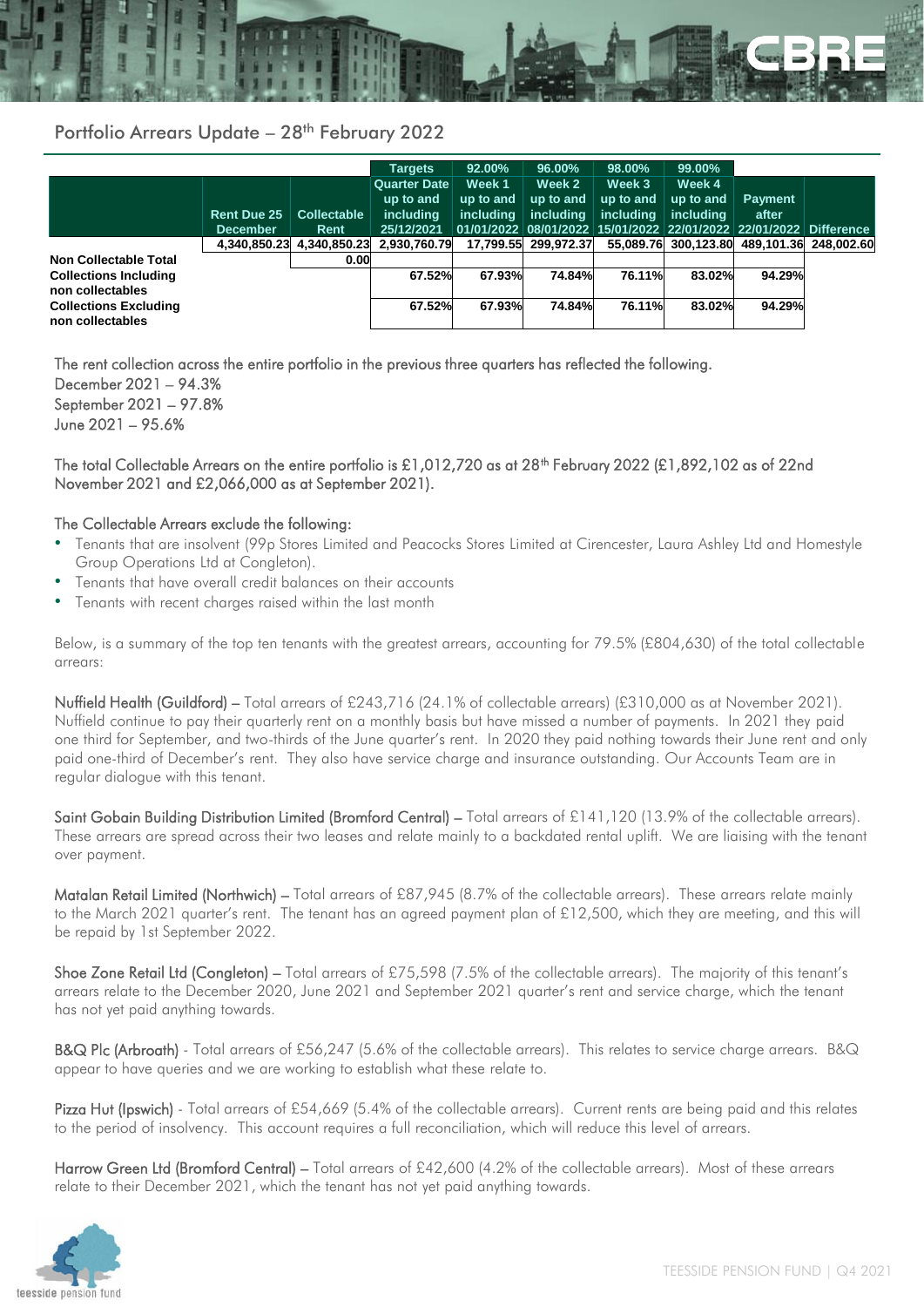## Portfolio Arrears Update – 28th February 2022

| | | | Targets | 92.00% | 96.00% | 98.00% | 99.00% | | |
|---|---|---|---|---|---|---|---|---|---|
| | Rent Due 25 December | Collectable Rent | Quarter Date up to and including 25/12/2021 | Week 1 up to and including 01/01/2022 | Week 2 up to and including 08/01/2022 | Week 3 up to and including 15/01/2022 | Week 4 up to and including 22/01/2022 | Payment after 22/01/2022 | Difference |
| | 4,340,850.23 | 4,340,850.23 | 2,930,760.79 | 17,799.55 | 299,972.37 | 55,089.76 | 300,123.80 | 489,101.36 | 248,002.60 |
| **Non Collectable Total** | | 0.00 | | | | | | | |
| **Collections Including non collectables** | | | 67.52% | 67.93% | 74.84% | 76.11% | 83.02% | 94.29% | |
| **Collections Excluding non collectables** | | | 67.52% | 67.93% | 74.84% | 76.11% | 83.02% | 94.29% | |

The rent collection across the entire portfolio in the previous three quarters has reflected the following.
December 2021 – 94.3%
September 2021 – 97.8%
June 2021 – 95.6%

The total Collectable Arrears on the entire portfolio is £1,012,720 as at 28th February 2022 (£1,892,102 as of 22nd November 2021 and £2,066,000 as at September 2021).

The Collectable Arrears exclude the following:

- Tenants that are insolvent (99p Stores Limited and Peacocks Stores Limited at Cirencester, Laura Ashley Ltd and Homestyle Group Operations Ltd at Congleton).
- Tenants that have overall credit balances on their accounts
- Tenants with recent charges raised within the last month

Below, is a summary of the top ten tenants with the greatest arrears, accounting for 79.5% (£804,630) of the total collectable arrears:

Nuffield Health (Guildford) – Total arrears of £243,716 (24.1% of collectable arrears) (£310,000 as at November 2021). Nuffield continue to pay their quarterly rent on a monthly basis but have missed a number of payments. In 2021 they paid one third for September, and two-thirds of the June quarter's rent. In 2020 they paid nothing towards their June rent and only paid one-third of December's rent. They also have service charge and insurance outstanding. Our Accounts Team are in regular dialogue with this tenant.

Saint Gobain Building Distribution Limited (Bromford Central) – Total arrears of £141,120 (13.9% of the collectable arrears). These arrears are spread across their two leases and relate mainly to a backdated rental uplift. We are liaising with the tenant over payment.

Matalan Retail Limited (Northwich) – Total arrears of £87,945 (8.7% of the collectable arrears). These arrears relate mainly to the March 2021 quarter's rent. The tenant has an agreed payment plan of £12,500, which they are meeting, and this will be repaid by 1st September 2022.

Shoe Zone Retail Ltd (Congleton) – Total arrears of £75,598 (7.5% of the collectable arrears). The majority of this tenant's arrears relate to the December 2020, June 2021 and September 2021 quarter's rent and service charge, which the tenant has not yet paid anything towards.

B&Q Plc (Arbroath) - Total arrears of £56,247 (5.6% of the collectable arrears). This relates to service charge arrears. B&Q appear to have queries and we are working to establish what these relate to.

Pizza Hut (Ipswich) - Total arrears of £54,669 (5.4% of the collectable arrears). Current rents are being paid and this relates to the period of insolvency. This account requires a full reconciliation, which will reduce this level of arrears.

Harrow Green Ltd (Bromford Central) – Total arrears of £42,600 (4.2% of the collectable arrears). Most of these arrears relate to their December 2021, which the tenant has not yet paid anything towards.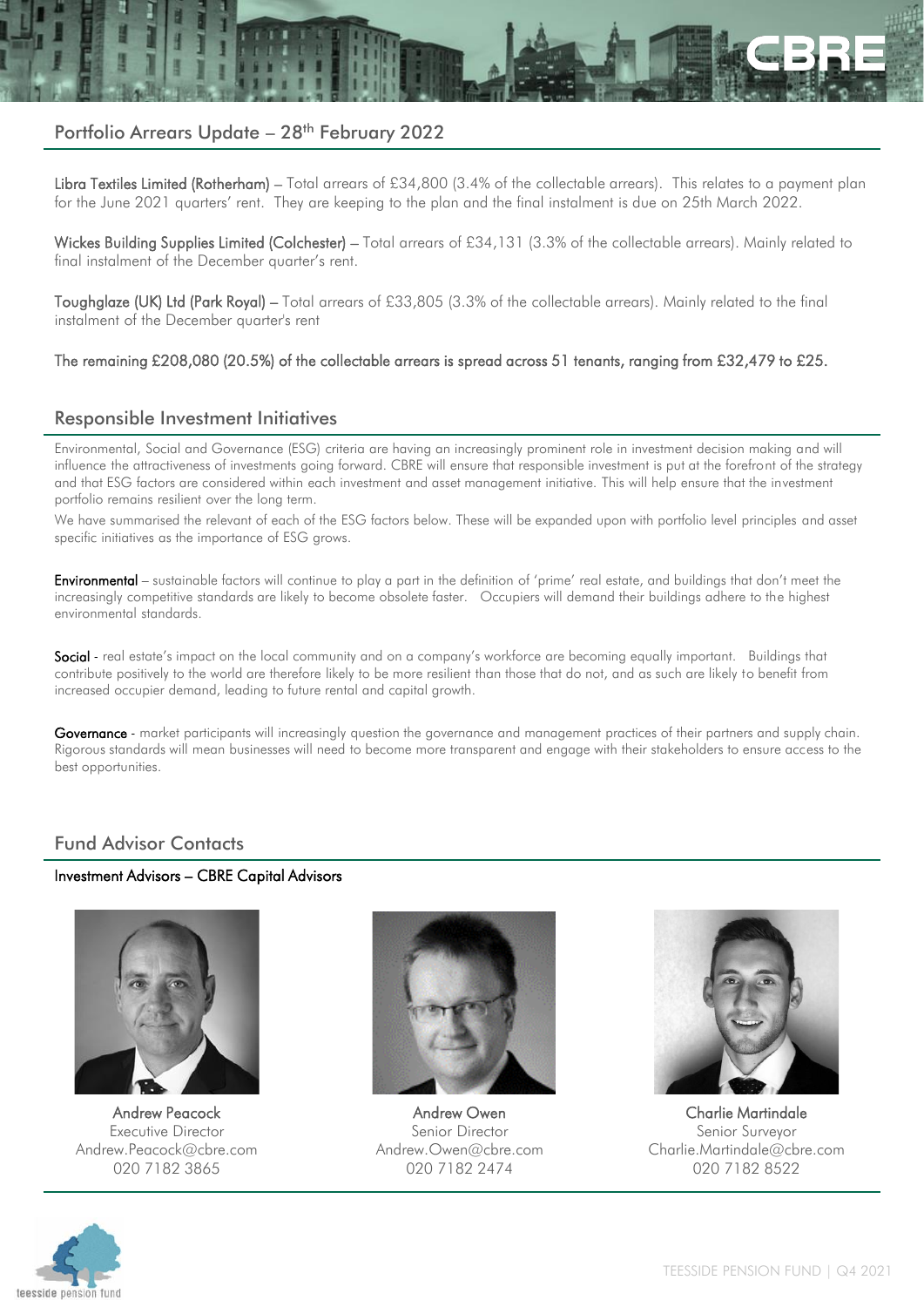## Portfolio Arrears Update – 28th February 2022

**Libra Textiles Limited (Rotherham)** – Total arrears of £34,800 (3.4% of the collectable arrears). This relates to a payment plan for the June 2021 quarters' rent. They are keeping to the plan and the final instalment is due on 25th March 2022.

**Wickes Building Supplies Limited (Colchester)** – Total arrears of £34,131 (3.3% of the collectable arrears). Mainly related to final instalment of the December quarter's rent.

**Toughglaze (UK) Ltd (Park Royal)** – Total arrears of £33,805 (3.3% of the collectable arrears). Mainly related to the final instalment of the December quarter's rent

The remaining £208,080 (20.5%) of the collectable arrears is spread across 51 tenants, ranging from £32,479 to £25.

## Responsible Investment Initiatives

Environmental, Social and Governance (ESG) criteria are having an increasingly prominent role in investment decision making and will influence the attractiveness of investments going forward. CBRE will ensure that responsible investment is put at the forefront of the strategy and that ESG factors are considered within each investment and asset management initiative. This will help ensure that the investment portfolio remains resilient over the long term.

We have summarised the relevant of each of the ESG factors below. These will be expanded upon with portfolio level principles and asset specific initiatives as the importance of ESG grows.

**Environmental** – sustainable factors will continue to play a part in the definition of 'prime' real estate, and buildings that don't meet the increasingly competitive standards are likely to become obsolete faster. Occupiers will demand their buildings adhere to the highest environmental standards.

**Social** - real estate's impact on the local community and on a company's workforce are becoming equally important. Buildings that contribute positively to the world are therefore likely to be more resilient than those that do not, and as such are likely to benefit from increased occupier demand, leading to future rental and capital growth.

**Governance** - market participants will increasingly question the governance and management practices of their partners and supply chain. Rigorous standards will mean businesses will need to become more transparent and engage with their stakeholders to ensure access to the best opportunities.

## Fund Advisor Contacts

### Investment Advisors – CBRE Capital Advisors

**Andrew Peacock**
Executive Director
Andrew.Peacock@cbre.com
020 7182 3865

**Andrew Owen**
Senior Director
Andrew.Owen@cbre.com
020 7182 2474

**Charlie Martindale**
Senior Surveyor
Charlie.Martindale@cbre.com
020 7182 8522